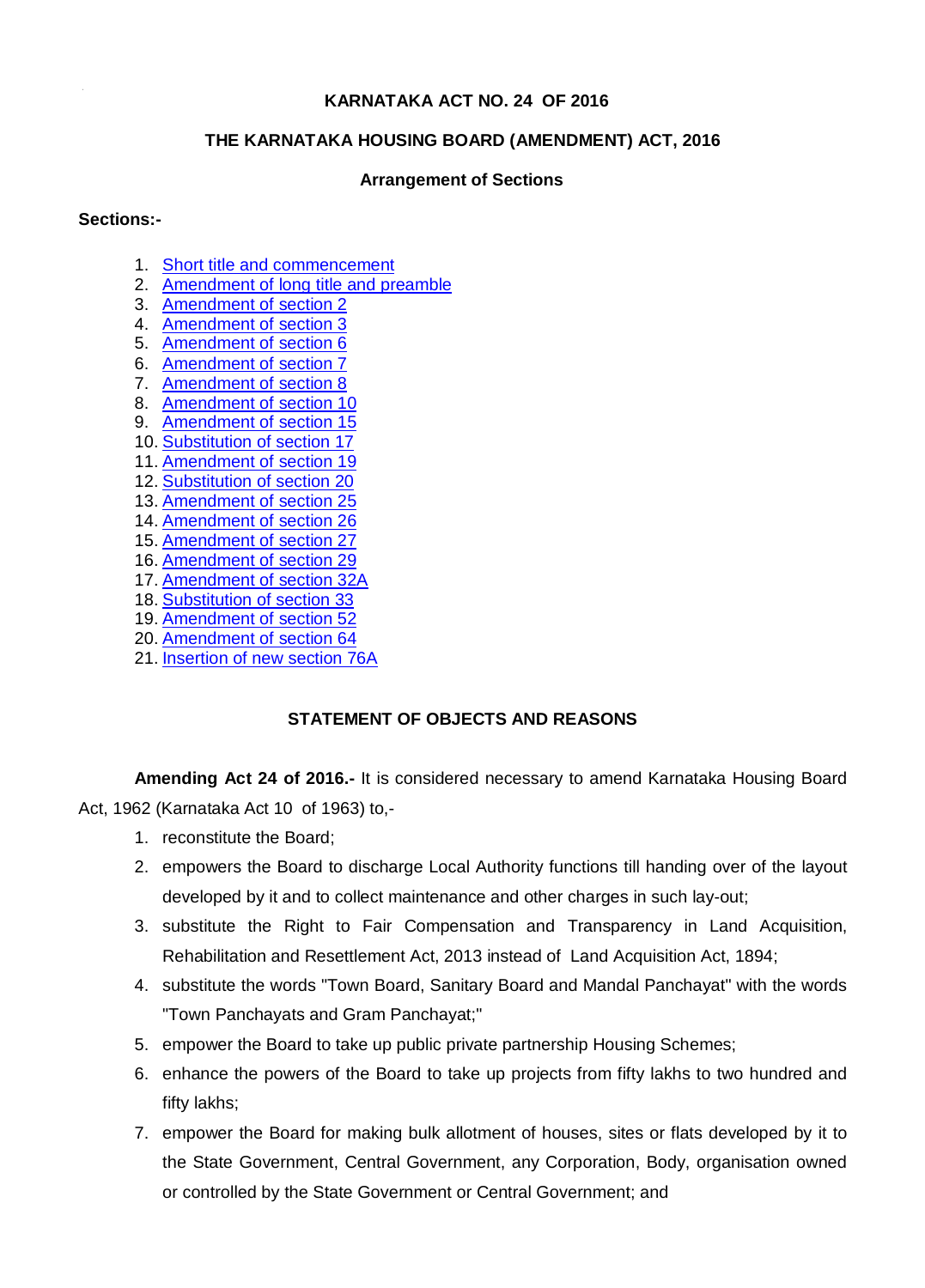**KARNATAKA ACT NO. 24 OF 2016**

**THE KARNATAKA HOUSING BOARD (AMENDMENT) ACT, 2016**

**Arrangement of Sections**

**Sections:-**

1. Short title and commencement
2. Amendment of long title and preamble
3. Amendment of section 2
4. Amendment of section 3
5. Amendment of section 6
6. Amendment of section 7
7. Amendment of section 8
8. Amendment of section 10
9. Amendment of section 15
10. Substitution of section 17
11. Amendment of section 19
12. Substitution of section 20
13. Amendment of section 25
14. Amendment of section 26
15. Amendment of section 27
16. Amendment of section 29
17. Amendment of section 32A
18. Substitution of section 33
19. Amendment of section 52
20. Amendment of section 64
21. Insertion of new section 76A

**STATEMENT OF OBJECTS AND REASONS**

**Amending Act 24 of 2016.-** It is considered necessary to amend Karnataka Housing Board Act, 1962 (Karnataka Act 10 of 1963) to,-

1. reconstitute the Board;
2. empowers the Board to discharge Local Authority functions till handing over of the layout developed by it and to collect maintenance and other charges in such lay-out;
3. substitute the Right to Fair Compensation and Transparency in Land Acquisition, Rehabilitation and Resettlement Act, 2013 instead of Land Acquisition Act, 1894;
4. substitute the words "Town Board, Sanitary Board and Mandal Panchayat" with the words "Town Panchayats and Gram Panchayat;"
5. empower the Board to take up public private partnership Housing Schemes;
6. enhance the powers of the Board to take up projects from fifty lakhs to two hundred and fifty lakhs;
7. empower the Board for making bulk allotment of houses, sites or flats developed by it to the State Government, Central Government, any Corporation, Body, organisation owned or controlled by the State Government or Central Government; and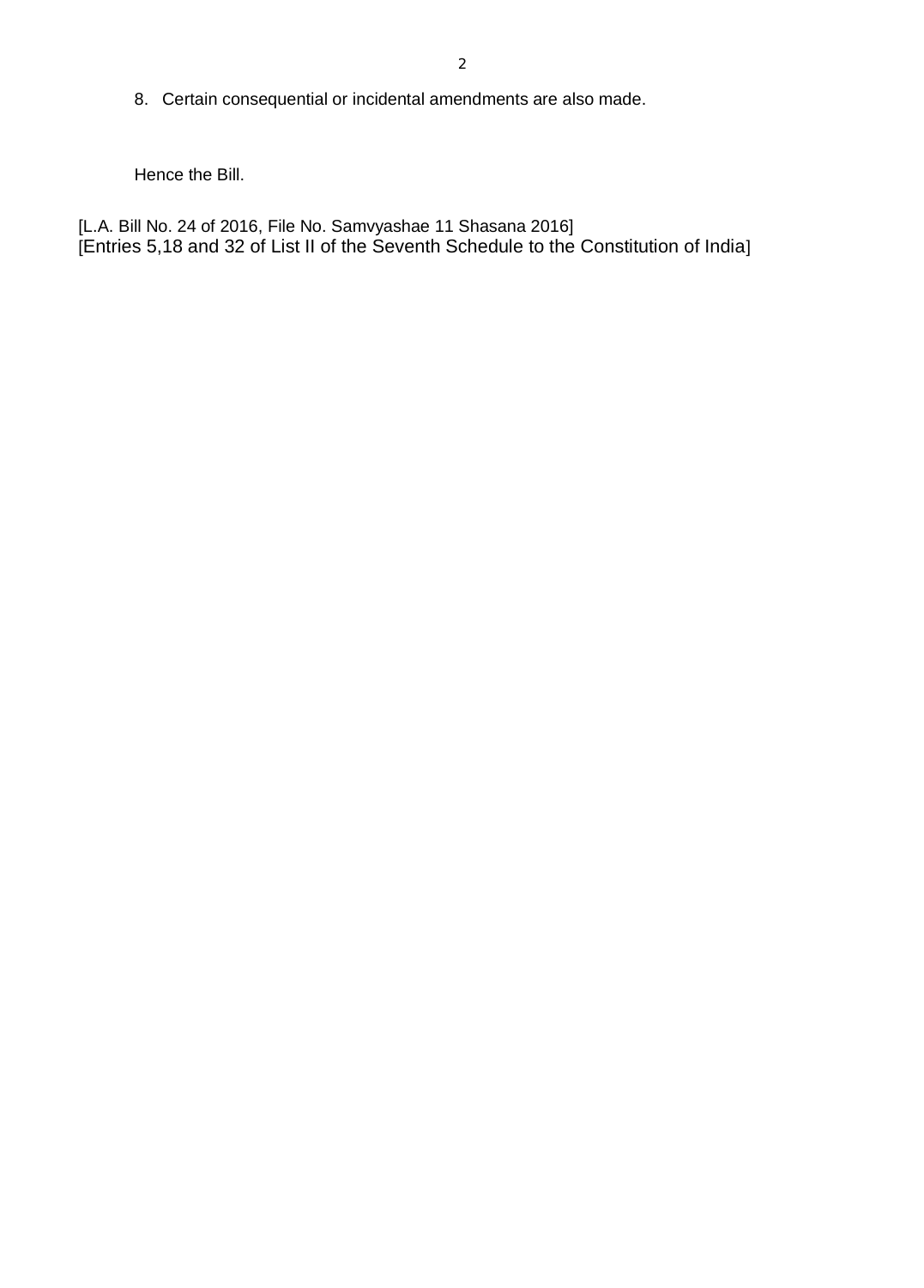8. Certain consequential or incidental amendments are also made.

Hence the Bill.

[L.A. Bill No. 24 of 2016, File No. Samvyashae 11 Shasana 2016]
[Entries 5,18 and 32 of List II of the Seventh Schedule to the Constitution of India]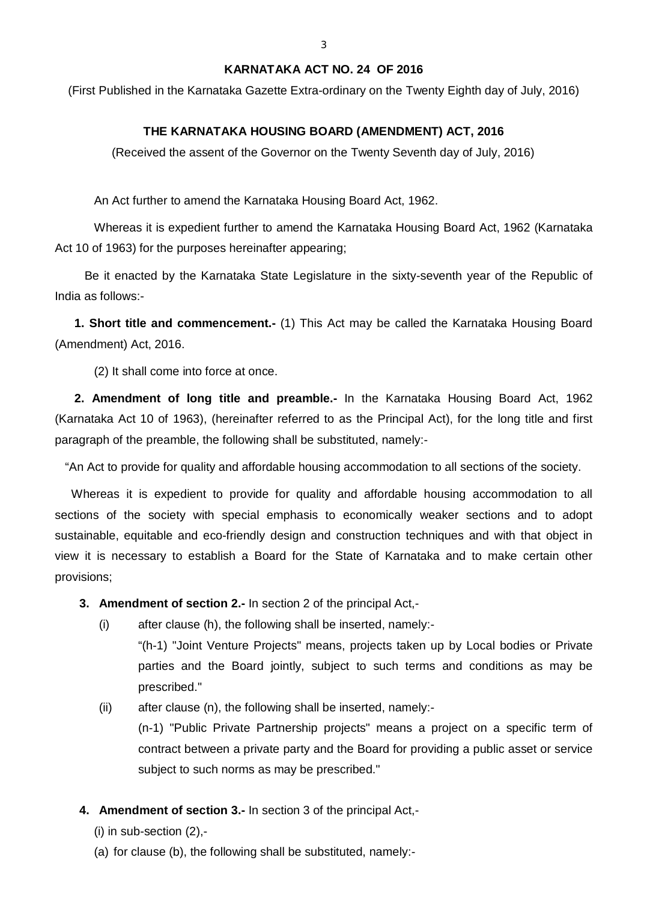**KARNATAKA ACT NO. 24 OF 2016**

(First Published in the Karnataka Gazette Extra-ordinary on the Twenty Eighth day of July, 2016)

**THE KARNATAKA HOUSING BOARD (AMENDMENT) ACT, 2016**

(Received the assent of the Governor on the Twenty Seventh day of July, 2016)

An Act further to amend the Karnataka Housing Board Act, 1962.

Whereas it is expedient further to amend the Karnataka Housing Board Act, 1962 (Karnataka Act 10 of 1963) for the purposes hereinafter appearing;

Be it enacted by the Karnataka State Legislature in the sixty-seventh year of the Republic of India as follows:-

**1. Short title and commencement.-** (1) This Act may be called the Karnataka Housing Board (Amendment) Act, 2016.

(2) It shall come into force at once.

**2. Amendment of long title and preamble.-** In the Karnataka Housing Board Act, 1962 (Karnataka Act 10 of 1963), (hereinafter referred to as the Principal Act), for the long title and first paragraph of the preamble, the following shall be substituted, namely:-

"An Act to provide for quality and affordable housing accommodation to all sections of the society.

Whereas it is expedient to provide for quality and affordable housing accommodation to all sections of the society with special emphasis to economically weaker sections and to adopt sustainable, equitable and eco-friendly design and construction techniques and with that object in view it is necessary to establish a Board for the State of Karnataka and to make certain other provisions;

**3. Amendment of section 2.-** In section 2 of the principal Act,-

(i) after clause (h), the following shall be inserted, namely:-

"(h-1) "Joint Venture Projects" means, projects taken up by Local bodies or Private parties and the Board jointly, subject to such terms and conditions as may be prescribed."

(ii) after clause (n), the following shall be inserted, namely:-

(n-1) "Public Private Partnership projects" means a project on a specific term of contract between a private party and the Board for providing a public asset or service subject to such norms as may be prescribed."

**4. Amendment of section 3.-** In section 3 of the principal Act,-

(i) in sub-section (2),-

(a) for clause (b), the following shall be substituted, namely:-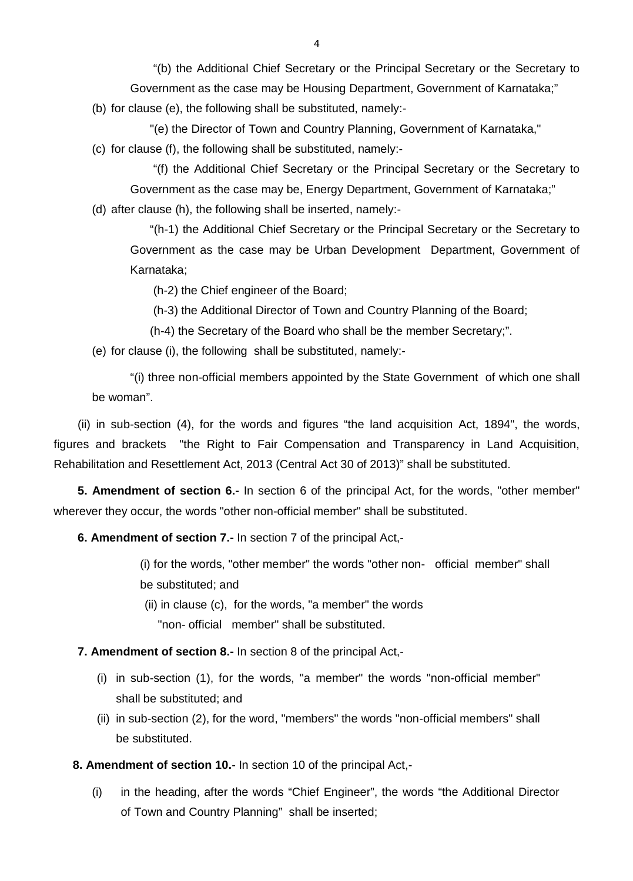"(b) the Additional Chief Secretary or the Principal Secretary or the Secretary to Government as the case may be Housing Department, Government of Karnataka;"

(b) for clause (e), the following shall be substituted, namely:-

"(e) the Director of Town and Country Planning, Government of Karnataka,"

(c) for clause (f), the following shall be substituted, namely:-

"(f) the Additional Chief Secretary or the Principal Secretary or the Secretary to Government as the case may be, Energy Department, Government of Karnataka;"

(d) after clause (h), the following shall be inserted, namely:-

"(h-1) the Additional Chief Secretary or the Principal Secretary or the Secretary to Government as the case may be Urban Development Department, Government of Karnataka;

(h-2) the Chief engineer of the Board;

(h-3) the Additional Director of Town and Country Planning of the Board;

(h-4) the Secretary of the Board who shall be the member Secretary;".

(e) for clause (i), the following shall be substituted, namely:-

"(i) three non-official members appointed by the State Government of which one shall be woman".

(ii) in sub-section (4), for the words and figures "the land acquisition Act, 1894", the words, figures and brackets "the Right to Fair Compensation and Transparency in Land Acquisition, Rehabilitation and Resettlement Act, 2013 (Central Act 30 of 2013)" shall be substituted.

**5. Amendment of section 6.-** In section 6 of the principal Act, for the words, "other member" wherever they occur, the words "other non-official member" shall be substituted.

**6. Amendment of section 7.-** In section 7 of the principal Act,-

(i) for the words, "other member" the words "other non- official member" shall be substituted; and

(ii) in clause (c), for the words, "a member" the words "non- official member" shall be substituted.

**7. Amendment of section 8.-** In section 8 of the principal Act,-

(i) in sub-section (1), for the words, "a member" the words "non-official member" shall be substituted; and

(ii) in sub-section (2), for the word, "members" the words "non-official members" shall be substituted.

**8. Amendment of section 10.**- In section 10 of the principal Act,-

(i) in the heading, after the words "Chief Engineer", the words "the Additional Director of Town and Country Planning" shall be inserted;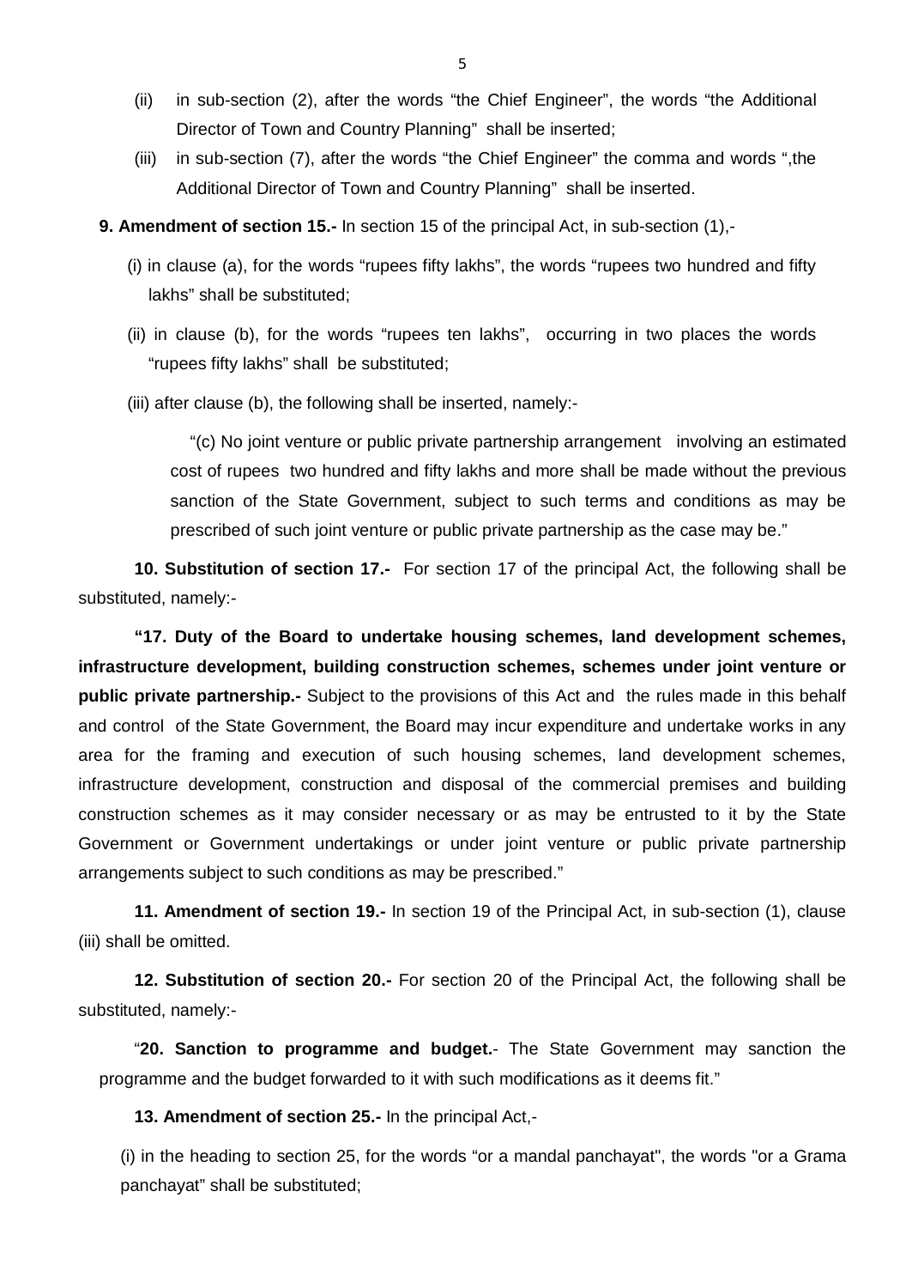(ii) in sub-section (2), after the words "the Chief Engineer", the words "the Additional Director of Town and Country Planning" shall be inserted;

(iii) in sub-section (7), after the words "the Chief Engineer" the comma and words ",the Additional Director of Town and Country Planning" shall be inserted.

**9. Amendment of section 15.-** In section 15 of the principal Act, in sub-section (1),-

(i) in clause (a), for the words "rupees fifty lakhs", the words "rupees two hundred and fifty lakhs" shall be substituted;

(ii) in clause (b), for the words "rupees ten lakhs", occurring in two places the words "rupees fifty lakhs" shall be substituted;

(iii) after clause (b), the following shall be inserted, namely:-

"(c) No joint venture or public private partnership arrangement involving an estimated cost of rupees two hundred and fifty lakhs and more shall be made without the previous sanction of the State Government, subject to such terms and conditions as may be prescribed of such joint venture or public private partnership as the case may be."

**10. Substitution of section 17.-** For section 17 of the principal Act, the following shall be substituted, namely:-

**"17. Duty of the Board to undertake housing schemes, land development schemes, infrastructure development, building construction schemes, schemes under joint venture or public private partnership.-** Subject to the provisions of this Act and the rules made in this behalf and control of the State Government, the Board may incur expenditure and undertake works in any area for the framing and execution of such housing schemes, land development schemes, infrastructure development, construction and disposal of the commercial premises and building construction schemes as it may consider necessary or as may be entrusted to it by the State Government or Government undertakings or under joint venture or public private partnership arrangements subject to such conditions as may be prescribed."

**11. Amendment of section 19.-** In section 19 of the Principal Act, in sub-section (1), clause (iii) shall be omitted.

**12. Substitution of section 20.-** For section 20 of the Principal Act, the following shall be substituted, namely:-

"**20. Sanction to programme and budget.**- The State Government may sanction the programme and the budget forwarded to it with such modifications as it deems fit."

**13. Amendment of section 25.-** In the principal Act,-

(i) in the heading to section 25, for the words "or a mandal panchayat", the words "or a Grama panchayat" shall be substituted;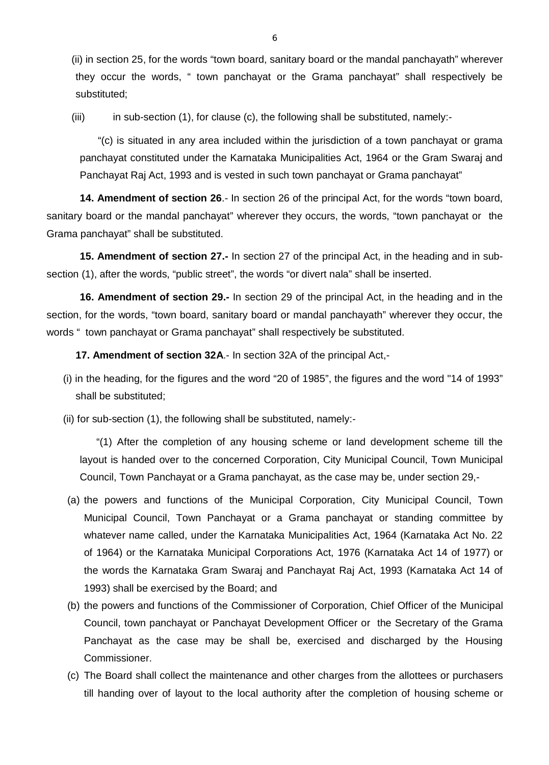(ii) in section 25, for the words "town board, sanitary board or the mandal panchayath" wherever they occur the words, " town panchayat or the Grama panchayat" shall respectively be substituted;

(iii) in sub-section (1), for clause (c), the following shall be substituted, namely:-

"(c) is situated in any area included within the jurisdiction of a town panchayat or grama panchayat constituted under the Karnataka Municipalities Act, 1964 or the Gram Swaraj and Panchayat Raj Act, 1993 and is vested in such town panchayat or Grama panchayat"

**14. Amendment of section 26**.- In section 26 of the principal Act, for the words "town board, sanitary board or the mandal panchayat" wherever they occurs, the words, "town panchayat or the Grama panchayat" shall be substituted.

**15. Amendment of section 27.-** In section 27 of the principal Act, in the heading and in sub-section (1), after the words, "public street", the words "or divert nala" shall be inserted.

**16. Amendment of section 29.-** In section 29 of the principal Act, in the heading and in the section, for the words, "town board, sanitary board or mandal panchayath" wherever they occur, the words " town panchayat or Grama panchayat" shall respectively be substituted.

**17. Amendment of section 32A**.- In section 32A of the principal Act,-

(i) in the heading, for the figures and the word "20 of 1985", the figures and the word "14 of 1993" shall be substituted;

(ii) for sub-section (1), the following shall be substituted, namely:-

"(1) After the completion of any housing scheme or land development scheme till the layout is handed over to the concerned Corporation, City Municipal Council, Town Municipal Council, Town Panchayat or a Grama panchayat, as the case may be, under section 29,-

(a) the powers and functions of the Municipal Corporation, City Municipal Council, Town Municipal Council, Town Panchayat or a Grama panchayat or standing committee by whatever name called, under the Karnataka Municipalities Act, 1964 (Karnataka Act No. 22 of 1964) or the Karnataka Municipal Corporations Act, 1976 (Karnataka Act 14 of 1977) or the words the Karnataka Gram Swaraj and Panchayat Raj Act, 1993 (Karnataka Act 14 of 1993) shall be exercised by the Board; and

(b) the powers and functions of the Commissioner of Corporation, Chief Officer of the Municipal Council, town panchayat or Panchayat Development Officer or the Secretary of the Grama Panchayat as the case may be shall be, exercised and discharged by the Housing Commissioner.

(c) The Board shall collect the maintenance and other charges from the allottees or purchasers till handing over of layout to the local authority after the completion of housing scheme or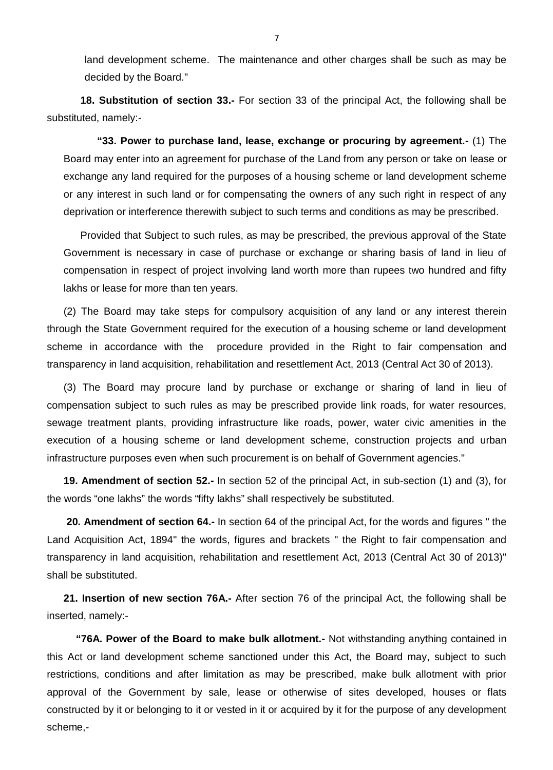land development scheme. The maintenance and other charges shall be such as may be decided by the Board."

**18. Substitution of section 33.-** For section 33 of the principal Act, the following shall be substituted, namely:-

**"33. Power to purchase land, lease, exchange or procuring by agreement.-** (1) The Board may enter into an agreement for purchase of the Land from any person or take on lease or exchange any land required for the purposes of a housing scheme or land development scheme or any interest in such land or for compensating the owners of any such right in respect of any deprivation or interference therewith subject to such terms and conditions as may be prescribed.

Provided that Subject to such rules, as may be prescribed, the previous approval of the State Government is necessary in case of purchase or exchange or sharing basis of land in lieu of compensation in respect of project involving land worth more than rupees two hundred and fifty lakhs or lease for more than ten years.

(2) The Board may take steps for compulsory acquisition of any land or any interest therein through the State Government required for the execution of a housing scheme or land development scheme in accordance with the procedure provided in the Right to fair compensation and transparency in land acquisition, rehabilitation and resettlement Act, 2013 (Central Act 30 of 2013).

(3) The Board may procure land by purchase or exchange or sharing of land in lieu of compensation subject to such rules as may be prescribed provide link roads, for water resources, sewage treatment plants, providing infrastructure like roads, power, water civic amenities in the execution of a housing scheme or land development scheme, construction projects and urban infrastructure purposes even when such procurement is on behalf of Government agencies."

**19. Amendment of section 52.-** In section 52 of the principal Act, in sub-section (1) and (3), for the words "one lakhs" the words "fifty lakhs" shall respectively be substituted.

**20. Amendment of section 64.-** In section 64 of the principal Act, for the words and figures " the Land Acquisition Act, 1894" the words, figures and brackets " the Right to fair compensation and transparency in land acquisition, rehabilitation and resettlement Act, 2013 (Central Act 30 of 2013)" shall be substituted.

**21. Insertion of new section 76A.-** After section 76 of the principal Act, the following shall be inserted, namely:-

**"76A. Power of the Board to make bulk allotment.-** Not withstanding anything contained in this Act or land development scheme sanctioned under this Act, the Board may, subject to such restrictions, conditions and after limitation as may be prescribed, make bulk allotment with prior approval of the Government by sale, lease or otherwise of sites developed, houses or flats constructed by it or belonging to it or vested in it or acquired by it for the purpose of any development scheme,-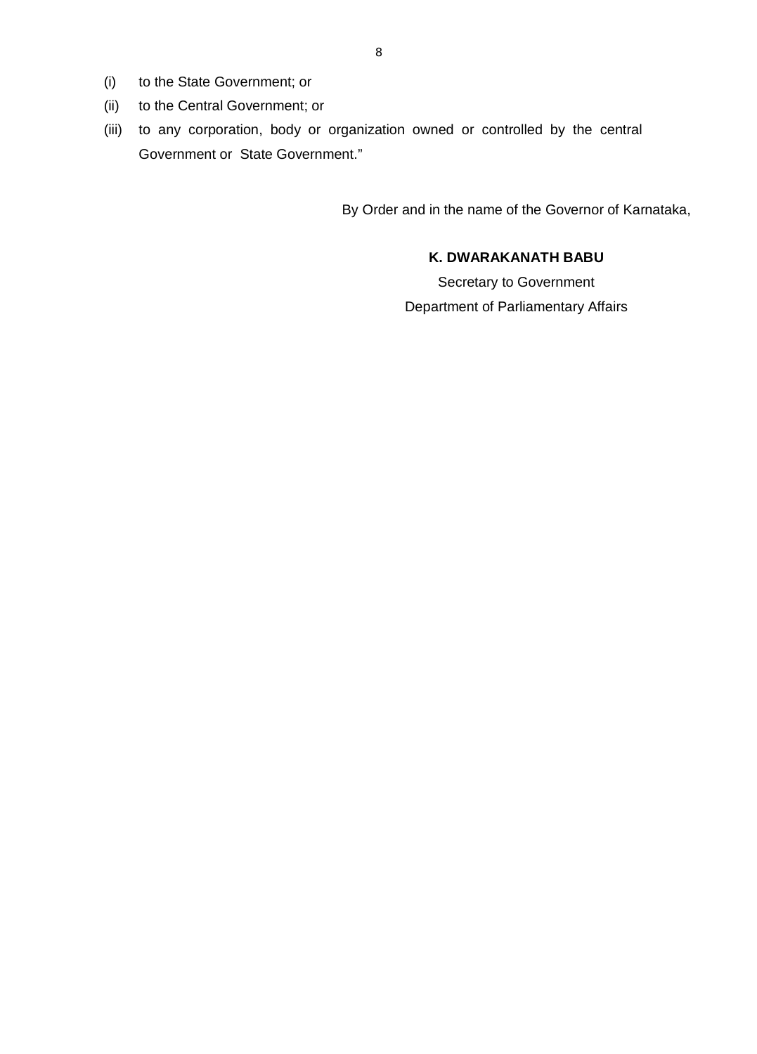(i) to the State Government; or

(ii) to the Central Government; or

(iii) to any corporation, body or organization owned or controlled by the central Government or State Government."

By Order and in the name of the Governor of Karnataka,

**K. DWARAKANATH BABU**

Secretary to Government

Department of Parliamentary Affairs